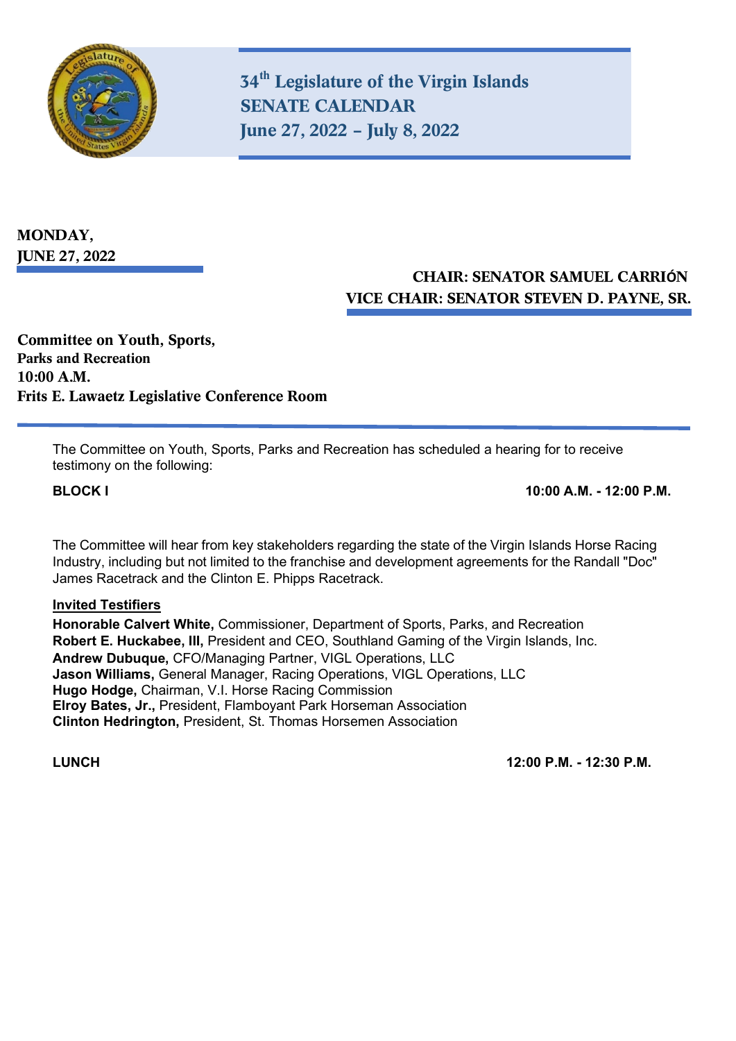# 34th Legislature of the Virgin Islands
# SENATE CALENDAR
# June 27, 2022 – July 8, 2022

**MONDAY,**
**JUNE 27, 2022**

**CHAIR: SENATOR SAMUEL CARRIÓN**
**VICE CHAIR: SENATOR STEVEN D. PAYNE, SR.**

**Committee on Youth, Sports,**
**Parks and Recreation**
**10:00 A.M.**
**Frits E. Lawaetz Legislative Conference Room**

The Committee on Youth, Sports, Parks and Recreation has scheduled a hearing for to receive testimony on the following:

**BLOCK I** **10:00 A.M. - 12:00 P.M.**

The Committee will hear from key stakeholders regarding the state of the Virgin Islands Horse Racing Industry, including but not limited to the franchise and development agreements for the Randall "Doc" James Racetrack and the Clinton E. Phipps Racetrack.

**Invited Testifiers**

**Honorable Calvert White,** Commissioner, Department of Sports, Parks, and Recreation
**Robert E. Huckabee, III,** President and CEO, Southland Gaming of the Virgin Islands, Inc.
**Andrew Dubuque,** CFO/Managing Partner, VIGL Operations, LLC
**Jason Williams,** General Manager, Racing Operations, VIGL Operations, LLC
**Hugo Hodge,** Chairman, V.I. Horse Racing Commission
**Elroy Bates, Jr.,** President, Flamboyant Park Horseman Association
**Clinton Hedrington,** President, St. Thomas Horsemen Association

**LUNCH** **12:00 P.M. - 12:30 P.M.**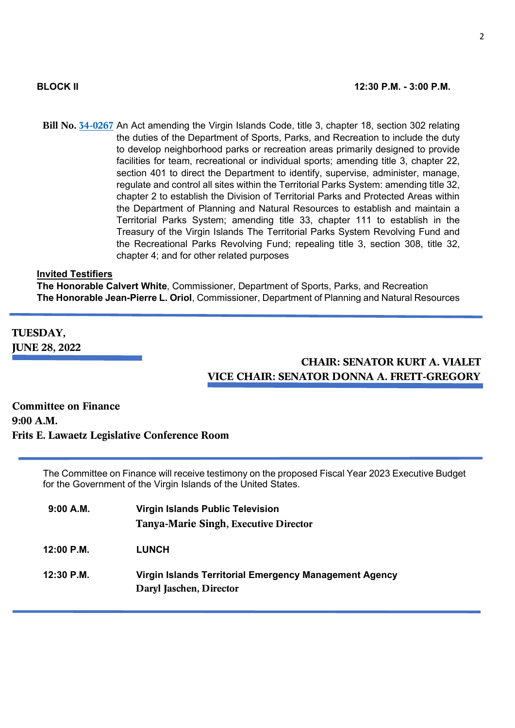**BLOCK II** **12:30 P.M. - 3:00 P.M.**

**Bill No. 34-0267** An Act amending the Virgin Islands Code, title 3, chapter 18, section 302 relating the duties of the Department of Sports, Parks, and Recreation to include the duty to develop neighborhood parks or recreation areas primarily designed to provide facilities for team, recreational or individual sports; amending title 3, chapter 22, section 401 to direct the Department to identify, supervise, administer, manage, regulate and control all sites within the Territorial Parks System: amending title 32, chapter 2 to establish the Division of Territorial Parks and Protected Areas within the Department of Planning and Natural Resources to establish and maintain a Territorial Parks System; amending title 33, chapter 111 to establish in the Treasury of the Virgin Islands The Territorial Parks System Revolving Fund and the Recreational Parks Revolving Fund; repealing title 3, section 308, title 32, chapter 4; and for other related purposes

**Invited Testifiers**
**The Honorable Calvert White**, Commissioner, Department of Sports, Parks, and Recreation
**The Honorable Jean-Pierre L. Oriol**, Commissioner, Department of Planning and Natural Resources

---

**TUESDAY,**
**JUNE 28, 2022**

**CHAIR: SENATOR KURT A. VIALET**
**VICE CHAIR: SENATOR DONNA A. FRETT-GREGORY**

**Committee on Finance**
**9:00 A.M.**
**Frits E. Lawaetz Legislative Conference Room**

---

The Committee on Finance will receive testimony on the proposed Fiscal Year 2023 Executive Budget for the Government of the Virgin Islands of the United States.

**9:00 A.M.** **Virgin Islands Public Television**
**Tanya-Marie Singh, Executive Director**

**12:00 P.M.** **LUNCH**

**12:30 P.M.** **Virgin Islands Territorial Emergency Management Agency**
**Daryl Jaschen, Director**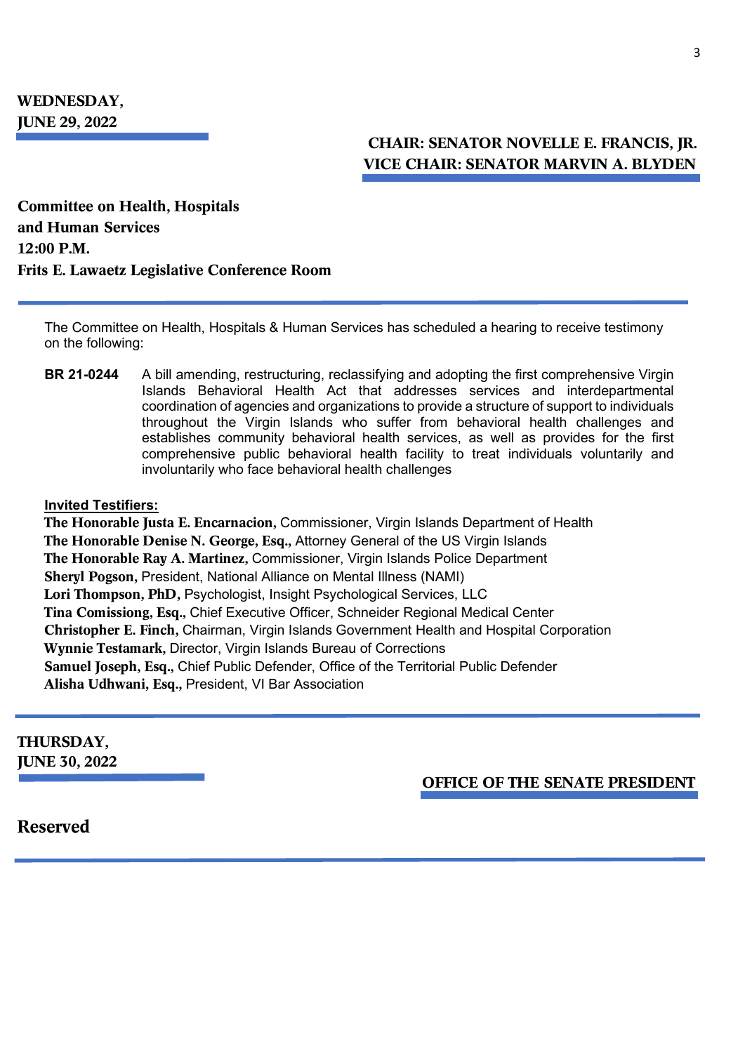**WEDNESDAY,**
**JUNE 29, 2022**

**CHAIR: SENATOR NOVELLE E. FRANCIS, JR.**
**VICE CHAIR: SENATOR MARVIN A. BLYDEN**

**Committee on Health, Hospitals and Human Services**
**12:00 P.M.**
**Frits E. Lawaetz Legislative Conference Room**

The Committee on Health, Hospitals & Human Services has scheduled a hearing to receive testimony on the following:

**BR 21-0244** A bill amending, restructuring, reclassifying and adopting the first comprehensive Virgin Islands Behavioral Health Act that addresses services and interdepartmental coordination of agencies and organizations to provide a structure of support to individuals throughout the Virgin Islands who suffer from behavioral health challenges and establishes community behavioral health services, as well as provides for the first comprehensive public behavioral health facility to treat individuals voluntarily and involuntarily who face behavioral health challenges

**Invited Testifiers:**

**The Honorable Justa E. Encarnacion,** Commissioner, Virgin Islands Department of Health
**The Honorable Denise N. George, Esq.,** Attorney General of the US Virgin Islands
**The Honorable Ray A. Martinez,** Commissioner, Virgin Islands Police Department
**Sheryl Pogson,** President, National Alliance on Mental Illness (NAMI)
**Lori Thompson, PhD,** Psychologist, Insight Psychological Services, LLC
**Tina Comissiong, Esq.,** Chief Executive Officer, Schneider Regional Medical Center
**Christopher E. Finch,** Chairman, Virgin Islands Government Health and Hospital Corporation
**Wynnie Testamark,** Director, Virgin Islands Bureau of Corrections
**Samuel Joseph, Esq.,** Chief Public Defender, Office of the Territorial Public Defender
**Alisha Udhwani, Esq.,** President, VI Bar Association

---

**THURSDAY,**
**JUNE 30, 2022**

**OFFICE OF THE SENATE PRESIDENT**

**Reserved**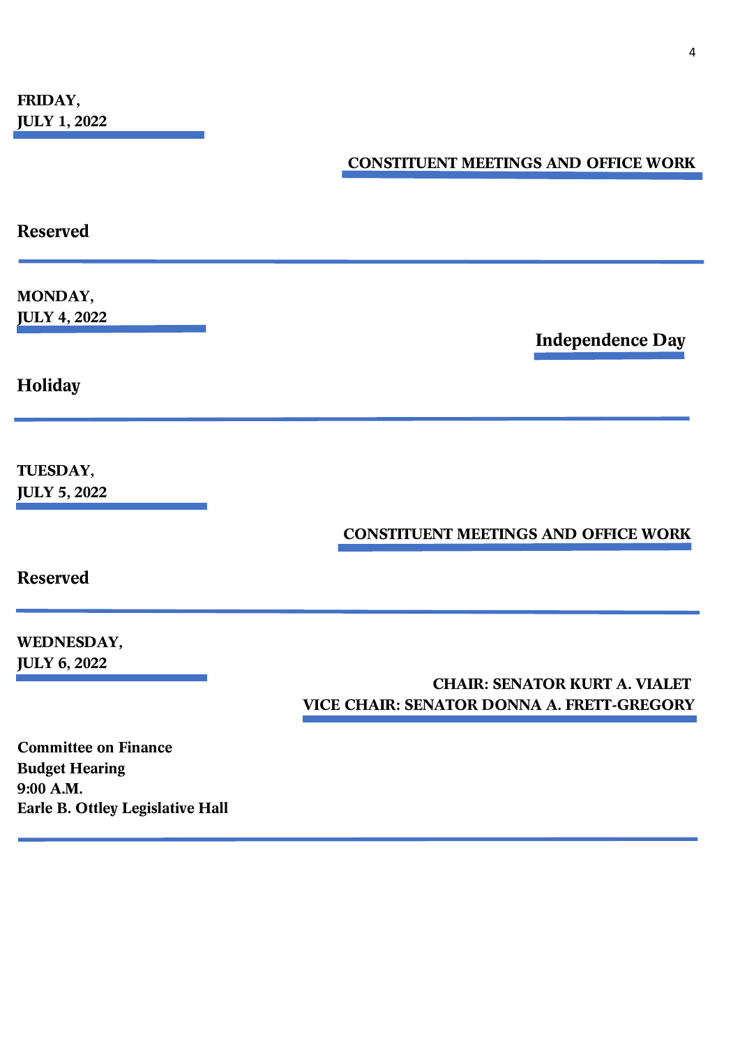**FRIDAY,**
**JULY 1, 2022**

**CONSTITUENT MEETINGS AND OFFICE WORK**

**Reserved**

---

**MONDAY,**
**JULY 4, 2022**

**Independence Day**

**Holiday**

---

**TUESDAY,**
**JULY 5, 2022**

**CONSTITUENT MEETINGS AND OFFICE WORK**

**Reserved**

---

**WEDNESDAY,**
**JULY 6, 2022**

**CHAIR: SENATOR KURT A. VIALET**
**VICE CHAIR: SENATOR DONNA A. FRETT-GREGORY**

**Committee on Finance**
**Budget Hearing**
**9:00 A.M.**
**Earle B. Ottley Legislative Hall**

---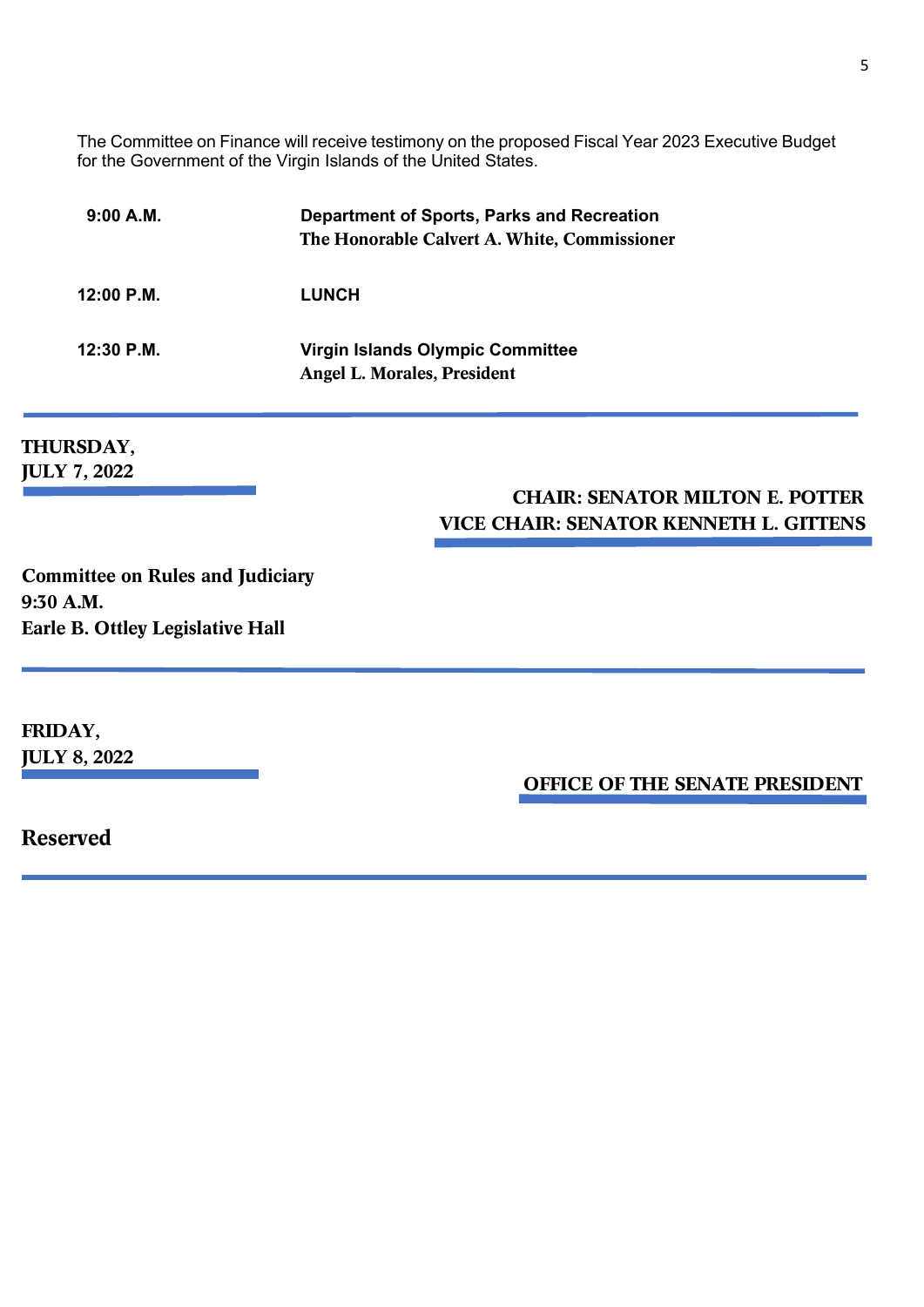The Committee on Finance will receive testimony on the proposed Fiscal Year 2023 Executive Budget for the Government of the Virgin Islands of the United States.

| | |
|---|---|
| **9:00 A.M.** | **Department of Sports, Parks and Recreation**<br>**The Honorable Calvert A. White, Commissioner** |
| **12:00 P.M.** | **LUNCH** |
| **12:30 P.M.** | **Virgin Islands Olympic Committee**<br>**Angel L. Morales, President** |

---

**THURSDAY,**
**JULY 7, 2022**

**CHAIR: SENATOR MILTON E. POTTER**
**VICE CHAIR: SENATOR KENNETH L. GITTENS**

**Committee on Rules and Judiciary**
**9:30 A.M.**
**Earle B. Ottley Legislative Hall**

---

**FRIDAY,**
**JULY 8, 2022**

**OFFICE OF THE SENATE PRESIDENT**

**Reserved**

---